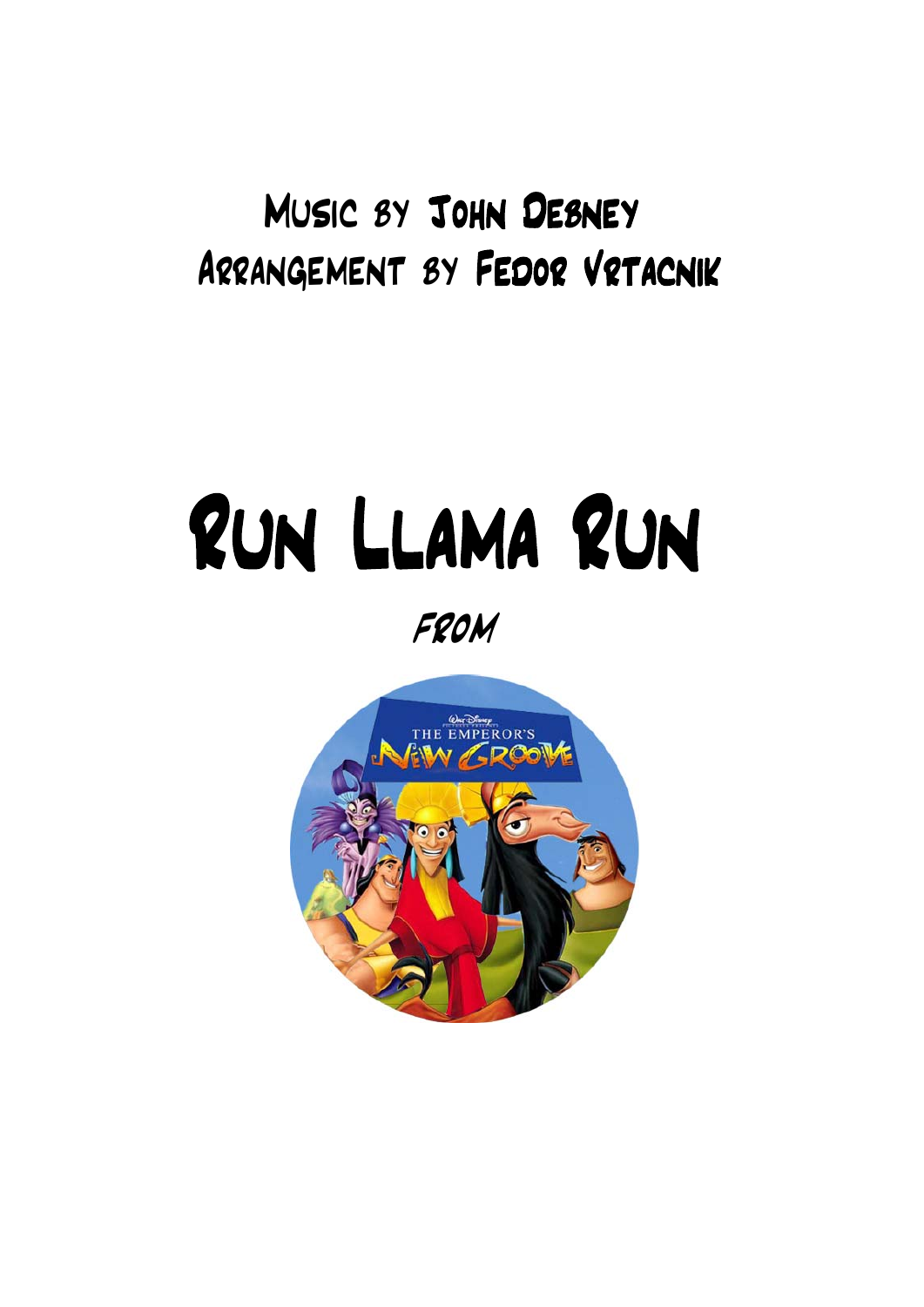Music by John Debney

Arrangement by Fedor Vrtacnik

# Run Llama Run

*from*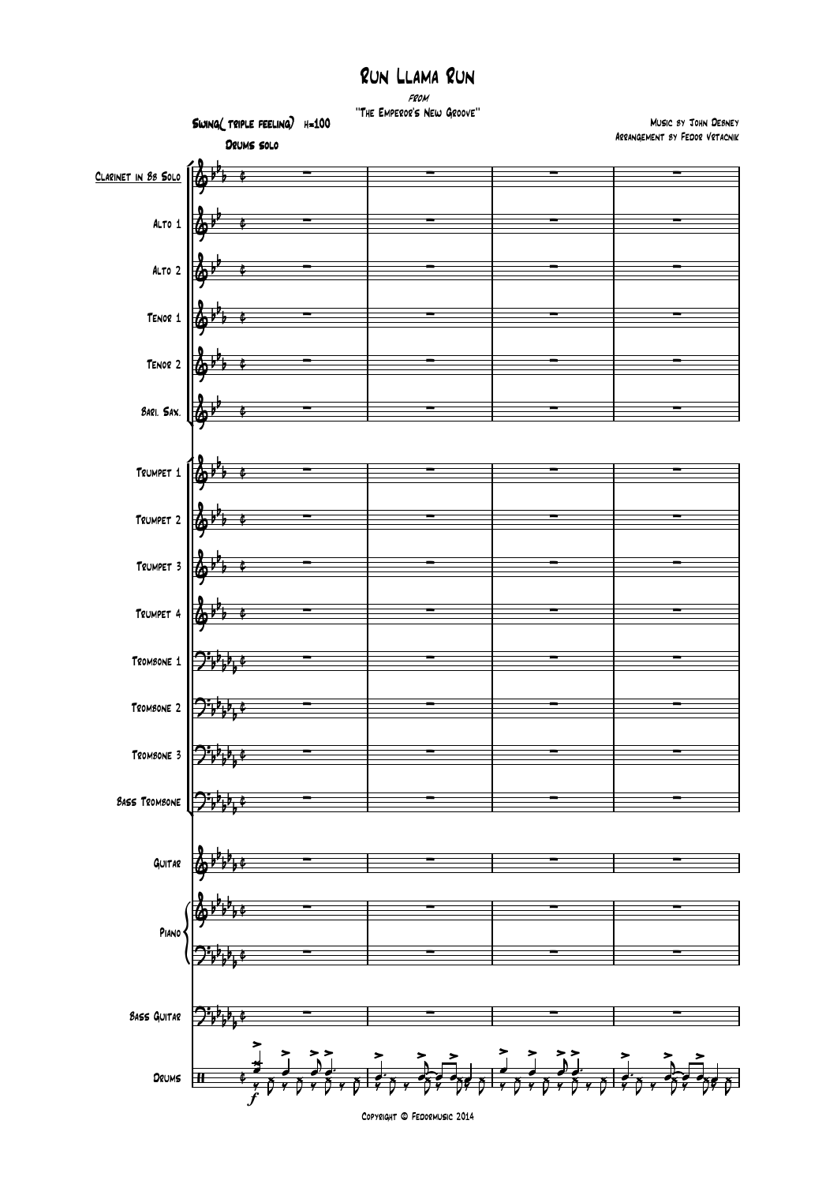# Run Llama Run

*from*

"The Emperor's New Groove"

Music by John Debney

Arrangement by Fedor Vrtacnik

Swing( triple feeling) 𝅗𝅥=100

Drums solo

Clarinet in Bb Solo

Alto 1

Alto 2

Tenor 1

Tenor 2

Bari. Sax.

Trumpet 1

Trumpet 2

Trumpet 3

Trumpet 4

Trombone 1

Trombone 2

Trombone 3

Bass Trombone

Guitar

Piano

Bass Guitar

Drums

Copyright © Fedormusic 2014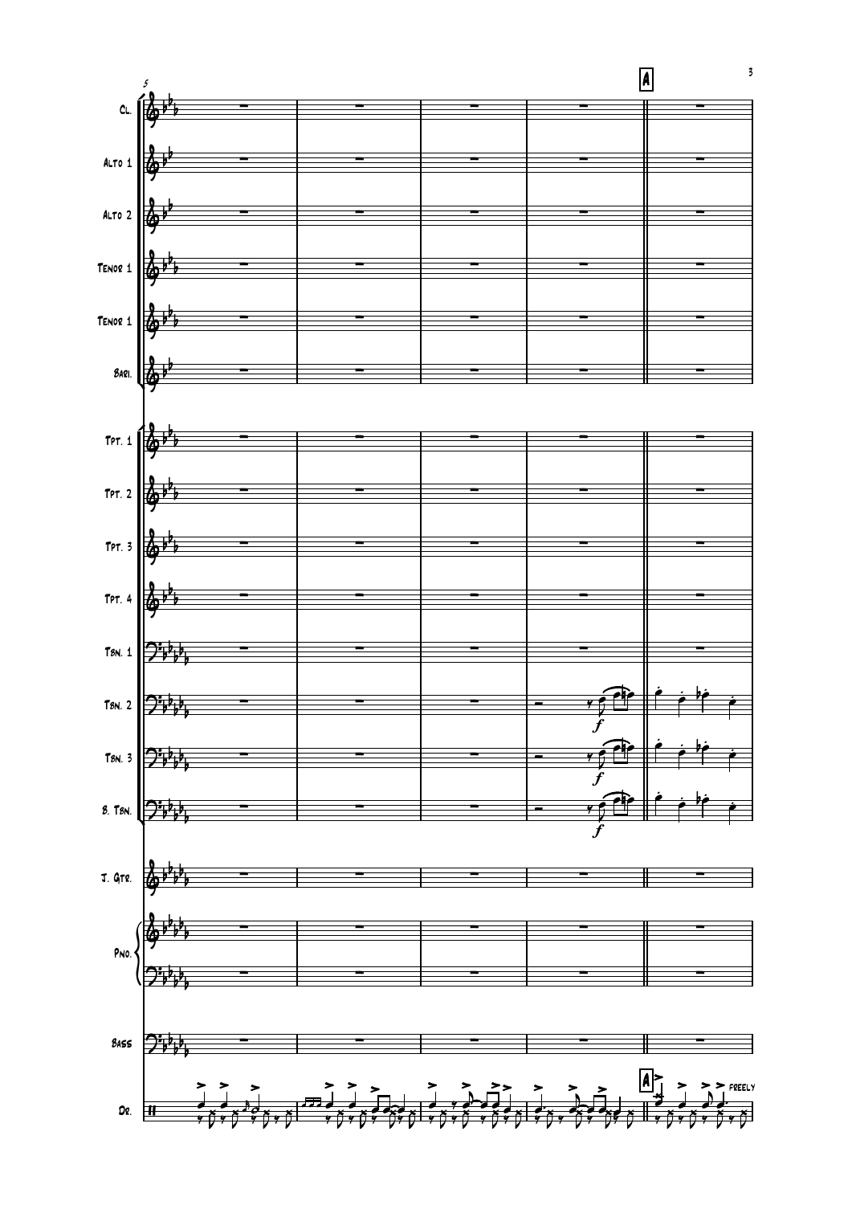A

5

Cl.

Alto 1

Alto 2

Tenor 1

Tenor 1

Bari.

Tpt. 1

Tpt. 2

Tpt. 3

Tpt. 4

Tbn. 1

Tbn. 2

*f*

Tbn. 3

*f*

B. Tbn.

*f*

J. Gtr.

Pno.

Bass

Dr.

A

freely